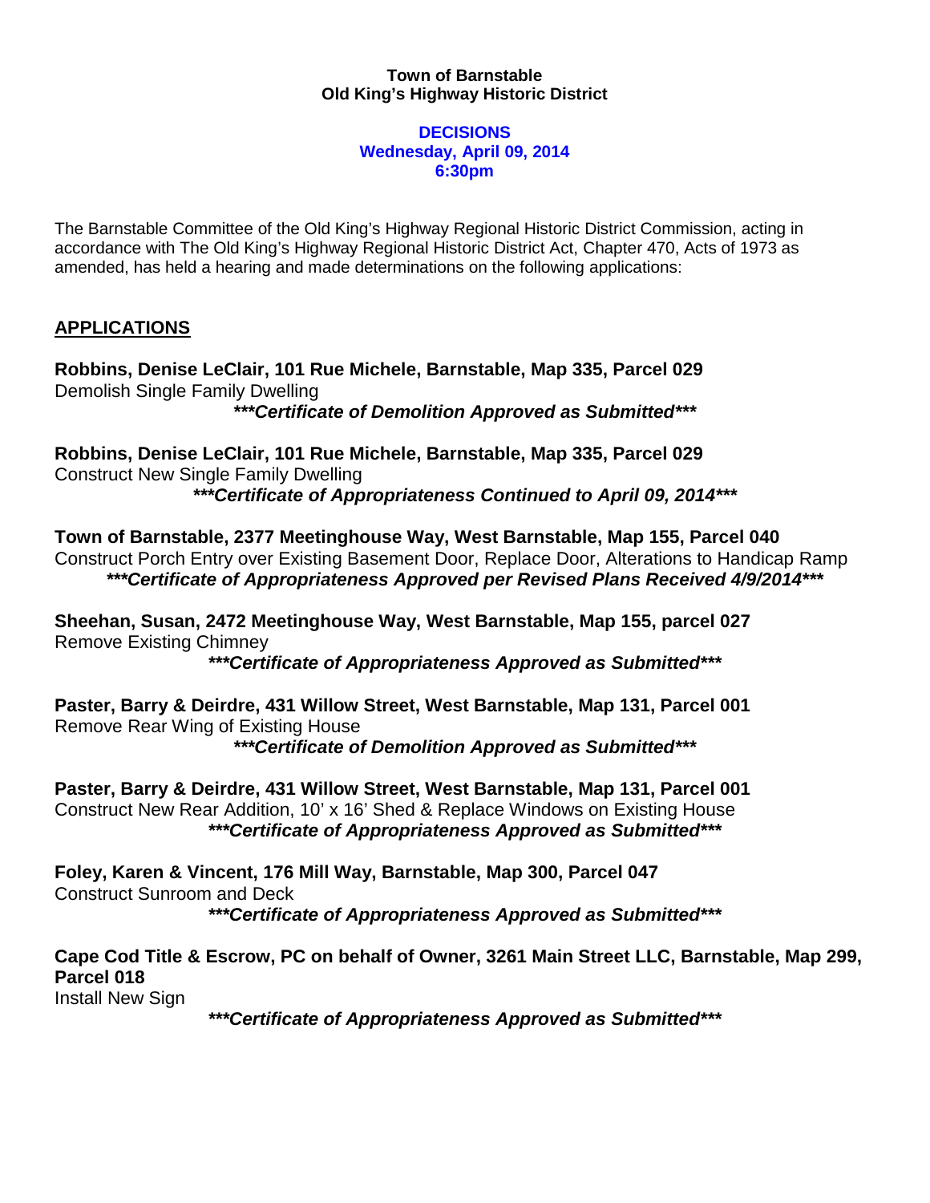**Town of Barnstable**
**Old King's Highway Historic District**

**DECISIONS**
**Wednesday, April 09, 2014**
**6:30pm**

The Barnstable Committee of the Old King's Highway Regional Historic District Commission, acting in accordance with The Old King's Highway Regional Historic District Act, Chapter 470, Acts of 1973 as amended, has held a hearing and made determinations on the following applications:

## APPLICATIONS

**Robbins, Denise LeClair, 101 Rue Michele, Barnstable, Map 335, Parcel 029**
Demolish Single Family Dwelling
***\*\*\*Certificate of Demolition Approved as Submitted\*\*\****

**Robbins, Denise LeClair, 101 Rue Michele, Barnstable, Map 335, Parcel 029**
Construct New Single Family Dwelling
***\*\*\*Certificate of Appropriateness Continued to April 09, 2014\*\*\****

**Town of Barnstable, 2377 Meetinghouse Way, West Barnstable, Map 155, Parcel 040**
Construct Porch Entry over Existing Basement Door, Replace Door, Alterations to Handicap Ramp
***\*\*\*Certificate of Appropriateness Approved per Revised Plans Received 4/9/2014\*\*\****

**Sheehan, Susan, 2472 Meetinghouse Way, West Barnstable, Map 155, parcel 027**
Remove Existing Chimney
***\*\*\*Certificate of Appropriateness Approved as Submitted\*\*\****

**Paster, Barry & Deirdre, 431 Willow Street, West Barnstable, Map 131, Parcel 001**
Remove Rear Wing of Existing House
***\*\*\*Certificate of Demolition Approved as Submitted\*\*\****

**Paster, Barry & Deirdre, 431 Willow Street, West Barnstable, Map 131, Parcel 001**
Construct New Rear Addition, 10' x 16' Shed & Replace Windows on Existing House
***\*\*\*Certificate of Appropriateness Approved as Submitted\*\*\****

**Foley, Karen & Vincent, 176 Mill Way, Barnstable, Map 300, Parcel 047**
Construct Sunroom and Deck
***\*\*\*Certificate of Appropriateness Approved as Submitted\*\*\****

**Cape Cod Title & Escrow, PC on behalf of Owner, 3261 Main Street LLC, Barnstable, Map 299, Parcel 018**
Install New Sign
***\*\*\*Certificate of Appropriateness Approved as Submitted\*\*\****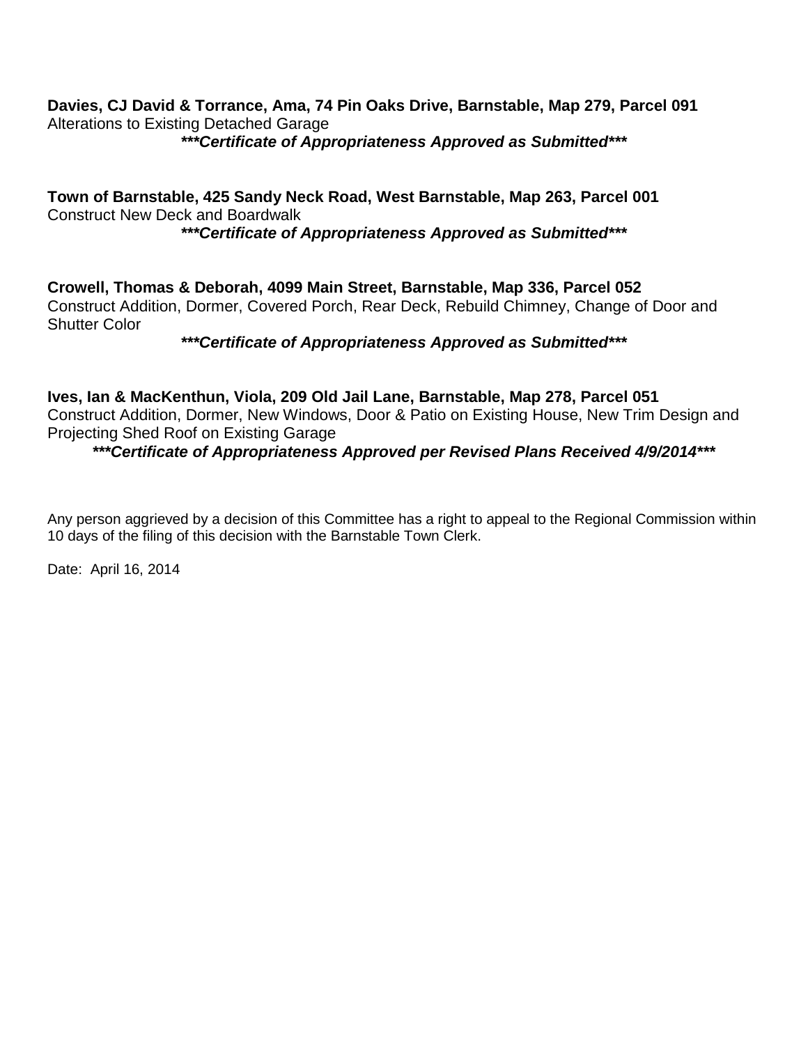**Davies, CJ David & Torrance, Ama, 74 Pin Oaks Drive, Barnstable, Map 279, Parcel 091**
Alterations to Existing Detached Garage

***\*\*\*Certificate of Appropriateness Approved as Submitted\*\*\****

**Town of Barnstable, 425 Sandy Neck Road, West Barnstable, Map 263, Parcel 001**
Construct New Deck and Boardwalk

***\*\*\*Certificate of Appropriateness Approved as Submitted\*\*\****

**Crowell, Thomas & Deborah, 4099 Main Street, Barnstable, Map 336, Parcel 052**
Construct Addition, Dormer, Covered Porch, Rear Deck, Rebuild Chimney, Change of Door and Shutter Color

***\*\*\*Certificate of Appropriateness Approved as Submitted\*\*\****

**Ives, Ian & MacKenthun, Viola, 209 Old Jail Lane, Barnstable, Map 278, Parcel 051**
Construct Addition, Dormer, New Windows, Door & Patio on Existing House, New Trim Design and Projecting Shed Roof on Existing Garage

***\*\*\*Certificate of Appropriateness Approved per Revised Plans Received 4/9/2014\*\*\****

Any person aggrieved by a decision of this Committee has a right to appeal to the Regional Commission within 10 days of the filing of this decision with the Barnstable Town Clerk.

Date: April 16, 2014